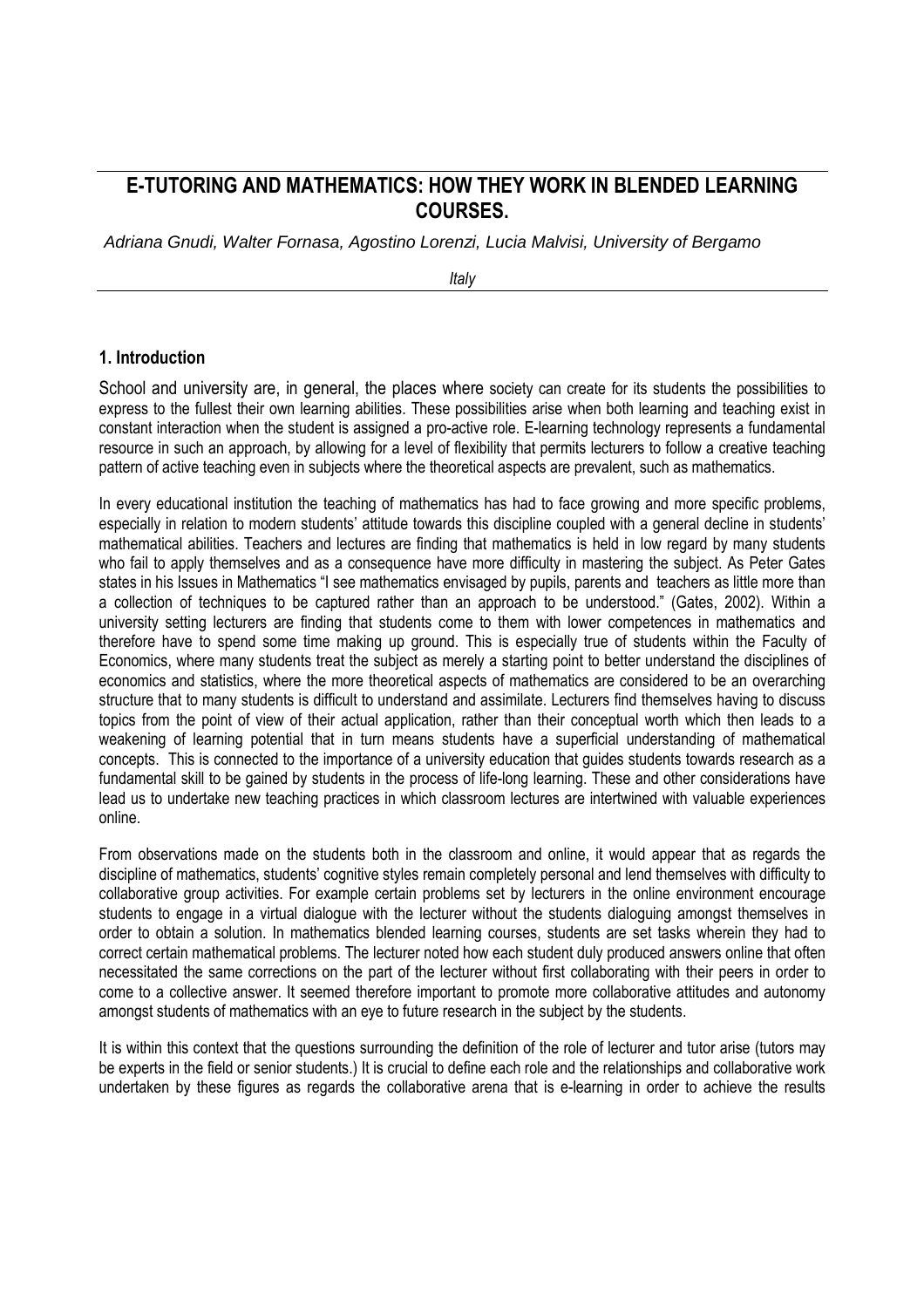# E-TUTORING AND MATHEMATICS: HOW THEY WORK IN BLENDED LEARNING COURSES.

*Adriana Gnudi, Walter Fornasa, Agostino Lorenzi, Lucia Malvisi, University of Bergamo*

*Italy*

## 1. Introduction

School and university are, in general, the places where society can create for its students the possibilities to express to the fullest their own learning abilities. These possibilities arise when both learning and teaching exist in constant interaction when the student is assigned a pro-active role. E-learning technology represents a fundamental resource in such an approach, by allowing for a level of flexibility that permits lecturers to follow a creative teaching pattern of active teaching even in subjects where the theoretical aspects are prevalent, such as mathematics.

In every educational institution the teaching of mathematics has had to face growing and more specific problems, especially in relation to modern students' attitude towards this discipline coupled with a general decline in students' mathematical abilities. Teachers and lectures are finding that mathematics is held in low regard by many students who fail to apply themselves and as a consequence have more difficulty in mastering the subject. As Peter Gates states in his Issues in Mathematics "I see mathematics envisaged by pupils, parents and teachers as little more than a collection of techniques to be captured rather than an approach to be understood." (Gates, 2002). Within a university setting lecturers are finding that students come to them with lower competences in mathematics and therefore have to spend some time making up ground. This is especially true of students within the Faculty of Economics, where many students treat the subject as merely a starting point to better understand the disciplines of economics and statistics, where the more theoretical aspects of mathematics are considered to be an overarching structure that to many students is difficult to understand and assimilate. Lecturers find themselves having to discuss topics from the point of view of their actual application, rather than their conceptual worth which then leads to a weakening of learning potential that in turn means students have a superficial understanding of mathematical concepts. This is connected to the importance of a university education that guides students towards research as a fundamental skill to be gained by students in the process of life-long learning. These and other considerations have lead us to undertake new teaching practices in which classroom lectures are intertwined with valuable experiences online.

From observations made on the students both in the classroom and online, it would appear that as regards the discipline of mathematics, students' cognitive styles remain completely personal and lend themselves with difficulty to collaborative group activities. For example certain problems set by lecturers in the online environment encourage students to engage in a virtual dialogue with the lecturer without the students dialoguing amongst themselves in order to obtain a solution. In mathematics blended learning courses, students are set tasks wherein they had to correct certain mathematical problems. The lecturer noted how each student duly produced answers online that often necessitated the same corrections on the part of the lecturer without first collaborating with their peers in order to come to a collective answer. It seemed therefore important to promote more collaborative attitudes and autonomy amongst students of mathematics with an eye to future research in the subject by the students.

It is within this context that the questions surrounding the definition of the role of lecturer and tutor arise (tutors may be experts in the field or senior students.) It is crucial to define each role and the relationships and collaborative work undertaken by these figures as regards the collaborative arena that is e-learning in order to achieve the results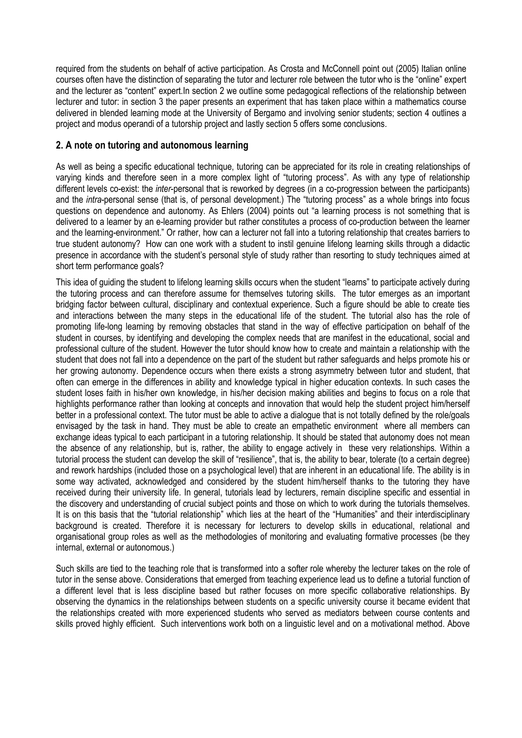required from the students on behalf of active participation. As Crosta and McConnell point out (2005) Italian online courses often have the distinction of separating the tutor and lecturer role between the tutor who is the "online" expert and the lecturer as "content" expert.In section 2 we outline some pedagogical reflections of the relationship between lecturer and tutor: in section 3 the paper presents an experiment that has taken place within a mathematics course delivered in blended learning mode at the University of Bergamo and involving senior students; section 4 outlines a project and modus operandi of a tutorship project and lastly section 5 offers some conclusions.

## 2. A note on tutoring and autonomous learning

As well as being a specific educational technique, tutoring can be appreciated for its role in creating relationships of varying kinds and therefore seen in a more complex light of "tutoring process". As with any type of relationship different levels co-exist: the *inter*-personal that is reworked by degrees (in a co-progression between the participants) and the *intra*-personal sense (that is, of personal development.) The "tutoring process" as a whole brings into focus questions on dependence and autonomy. As Ehlers (2004) points out "a learning process is not something that is delivered to a learner by an e-learning provider but rather constitutes a process of co-production between the learner and the learning-environment." Or rather, how can a lecturer not fall into a tutoring relationship that creates barriers to true student autonomy? How can one work with a student to instil genuine lifelong learning skills through a didactic presence in accordance with the student's personal style of study rather than resorting to study techniques aimed at short term performance goals?

This idea of guiding the student to lifelong learning skills occurs when the student "learns" to participate actively during the tutoring process and can therefore assume for themselves tutoring skills. The tutor emerges as an important bridging factor between cultural, disciplinary and contextual experience. Such a figure should be able to create ties and interactions between the many steps in the educational life of the student. The tutorial also has the role of promoting life-long learning by removing obstacles that stand in the way of effective participation on behalf of the student in courses, by identifying and developing the complex needs that are manifest in the educational, social and professional culture of the student. However the tutor should know how to create and maintain a relationship with the student that does not fall into a dependence on the part of the student but rather safeguards and helps promote his or her growing autonomy. Dependence occurs when there exists a strong asymmetry between tutor and student, that often can emerge in the differences in ability and knowledge typical in higher education contexts. In such cases the student loses faith in his/her own knowledge, in his/her decision making abilities and begins to focus on a role that highlights performance rather than looking at concepts and innovation that would help the student project him/herself better in a professional context. The tutor must be able to active a dialogue that is not totally defined by the role/goals envisaged by the task in hand. They must be able to create an empathetic environment where all members can exchange ideas typical to each participant in a tutoring relationship. It should be stated that autonomy does not mean the absence of any relationship, but is, rather, the ability to engage actively in these very relationships. Within a tutorial process the student can develop the skill of "resilience", that is, the ability to bear, tolerate (to a certain degree) and rework hardships (included those on a psychological level) that are inherent in an educational life. The ability is in some way activated, acknowledged and considered by the student him/herself thanks to the tutoring they have received during their university life. In general, tutorials lead by lecturers, remain discipline specific and essential in the discovery and understanding of crucial subject points and those on which to work during the tutorials themselves. It is on this basis that the "tutorial relationship" which lies at the heart of the "Humanities" and their interdisciplinary background is created. Therefore it is necessary for lecturers to develop skills in educational, relational and organisational group roles as well as the methodologies of monitoring and evaluating formative processes (be they internal, external or autonomous.)

Such skills are tied to the teaching role that is transformed into a softer role whereby the lecturer takes on the role of tutor in the sense above. Considerations that emerged from teaching experience lead us to define a tutorial function of a different level that is less discipline based but rather focuses on more specific collaborative relationships. By observing the dynamics in the relationships between students on a specific university course it became evident that the relationships created with more experienced students who served as mediators between course contents and skills proved highly efficient. Such interventions work both on a linguistic level and on a motivational method. Above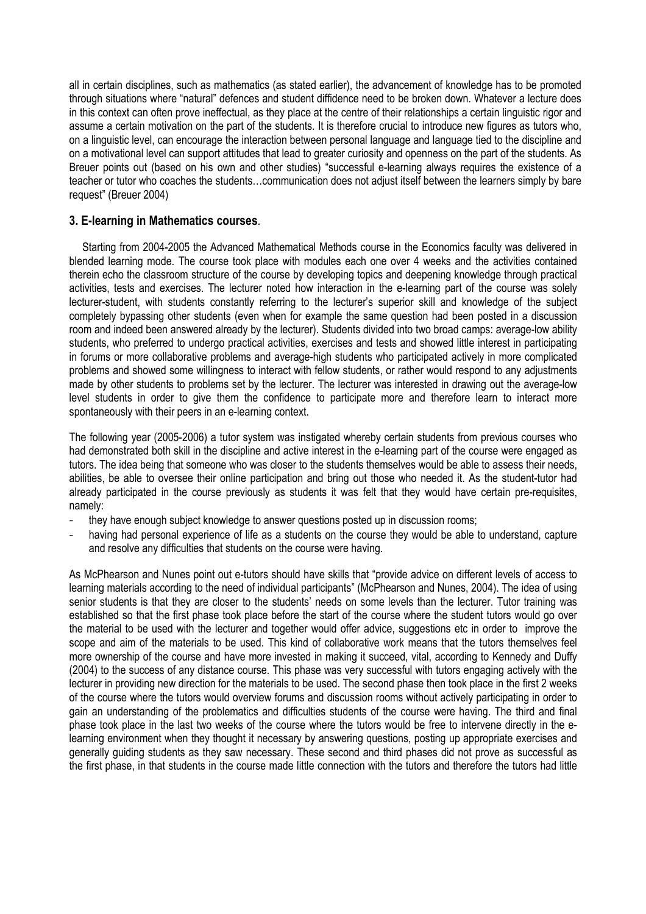all in certain disciplines, such as mathematics (as stated earlier), the advancement of knowledge has to be promoted through situations where "natural" defences and student diffidence need to be broken down. Whatever a lecture does in this context can often prove ineffectual, as they place at the centre of their relationships a certain linguistic rigor and assume a certain motivation on the part of the students. It is therefore crucial to introduce new figures as tutors who, on a linguistic level, can encourage the interaction between personal language and language tied to the discipline and on a motivational level can support attitudes that lead to greater curiosity and openness on the part of the students. As Breuer points out (based on his own and other studies) "successful e-learning always requires the existence of a teacher or tutor who coaches the students…communication does not adjust itself between the learners simply by bare request" (Breuer 2004)

### 3. E-learning in Mathematics courses.

Starting from 2004-2005 the Advanced Mathematical Methods course in the Economics faculty was delivered in blended learning mode. The course took place with modules each one over 4 weeks and the activities contained therein echo the classroom structure of the course by developing topics and deepening knowledge through practical activities, tests and exercises. The lecturer noted how interaction in the e-learning part of the course was solely lecturer-student, with students constantly referring to the lecturer's superior skill and knowledge of the subject completely bypassing other students (even when for example the same question had been posted in a discussion room and indeed been answered already by the lecturer). Students divided into two broad camps: average-low ability students, who preferred to undergo practical activities, exercises and tests and showed little interest in participating in forums or more collaborative problems and average-high students who participated actively in more complicated problems and showed some willingness to interact with fellow students, or rather would respond to any adjustments made by other students to problems set by the lecturer. The lecturer was interested in drawing out the average-low level students in order to give them the confidence to participate more and therefore learn to interact more spontaneously with their peers in an e-learning context.

The following year (2005-2006) a tutor system was instigated whereby certain students from previous courses who had demonstrated both skill in the discipline and active interest in the e-learning part of the course were engaged as tutors. The idea being that someone who was closer to the students themselves would be able to assess their needs, abilities, be able to oversee their online participation and bring out those who needed it. As the student-tutor had already participated in the course previously as students it was felt that they would have certain pre-requisites, namely:

- they have enough subject knowledge to answer questions posted up in discussion rooms;
- having had personal experience of life as a students on the course they would be able to understand, capture and resolve any difficulties that students on the course were having.

As McPhearson and Nunes point out e-tutors should have skills that "provide advice on different levels of access to learning materials according to the need of individual participants" (McPhearson and Nunes, 2004). The idea of using senior students is that they are closer to the students' needs on some levels than the lecturer. Tutor training was established so that the first phase took place before the start of the course where the student tutors would go over the material to be used with the lecturer and together would offer advice, suggestions etc in order to improve the scope and aim of the materials to be used. This kind of collaborative work means that the tutors themselves feel more ownership of the course and have more invested in making it succeed, vital, according to Kennedy and Duffy (2004) to the success of any distance course. This phase was very successful with tutors engaging actively with the lecturer in providing new direction for the materials to be used. The second phase then took place in the first 2 weeks of the course where the tutors would overview forums and discussion rooms without actively participating in order to gain an understanding of the problematics and difficulties students of the course were having. The third and final phase took place in the last two weeks of the course where the tutors would be free to intervene directly in the e-learning environment when they thought it necessary by answering questions, posting up appropriate exercises and generally guiding students as they saw necessary. These second and third phases did not prove as successful as the first phase, in that students in the course made little connection with the tutors and therefore the tutors had little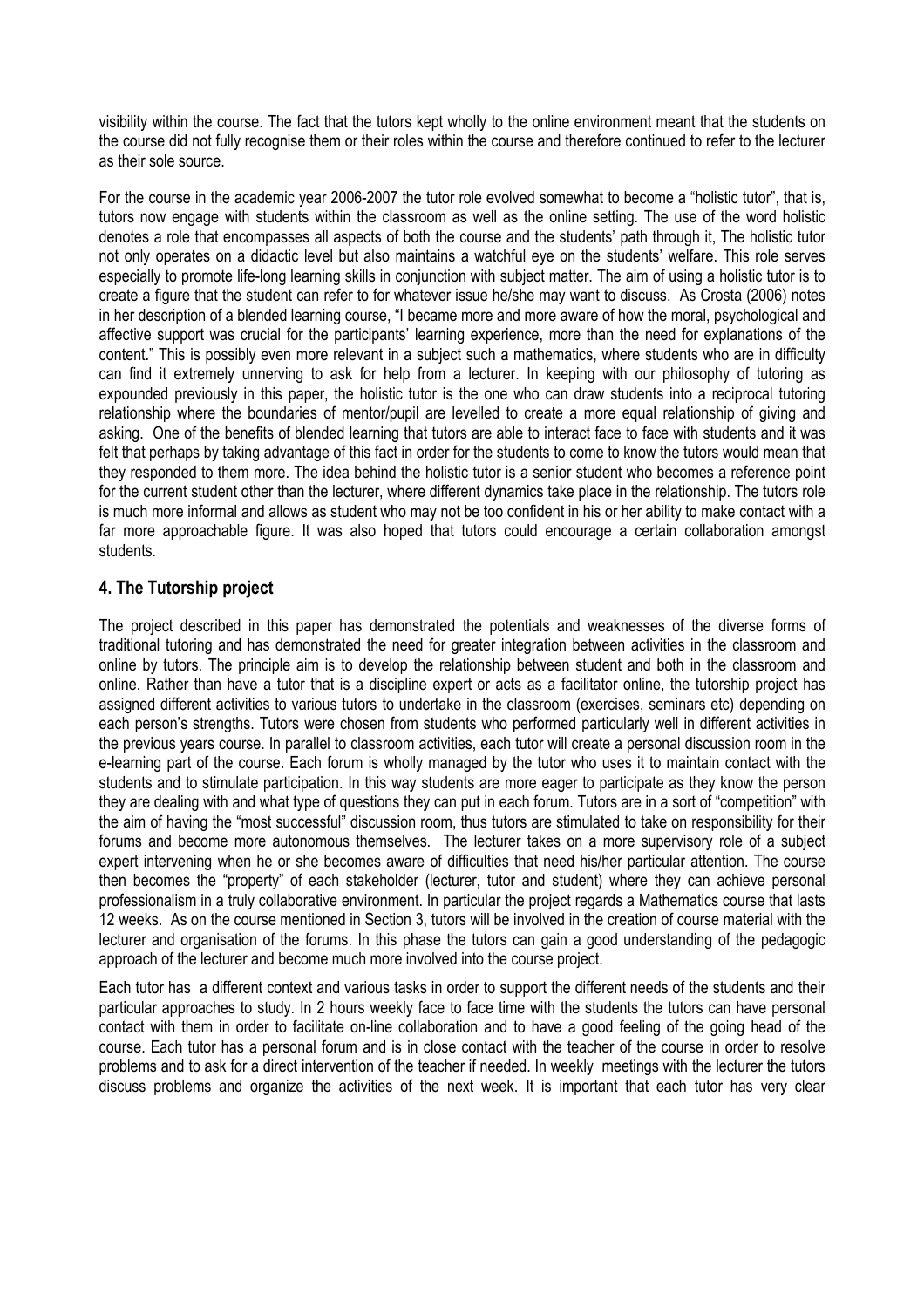visibility within the course. The fact that the tutors kept wholly to the online environment meant that the students on the course did not fully recognise them or their roles within the course and therefore continued to refer to the lecturer as their sole source.

For the course in the academic year 2006-2007 the tutor role evolved somewhat to become a "holistic tutor", that is, tutors now engage with students within the classroom as well as the online setting. The use of the word holistic denotes a role that encompasses all aspects of both the course and the students' path through it, The holistic tutor not only operates on a didactic level but also maintains a watchful eye on the students' welfare. This role serves especially to promote life-long learning skills in conjunction with subject matter. The aim of using a holistic tutor is to create a figure that the student can refer to for whatever issue he/she may want to discuss. As Crosta (2006) notes in her description of a blended learning course, "I became more and more aware of how the moral, psychological and affective support was crucial for the participants' learning experience, more than the need for explanations of the content." This is possibly even more relevant in a subject such a mathematics, where students who are in difficulty can find it extremely unnerving to ask for help from a lecturer. In keeping with our philosophy of tutoring as expounded previously in this paper, the holistic tutor is the one who can draw students into a reciprocal tutoring relationship where the boundaries of mentor/pupil are levelled to create a more equal relationship of giving and asking. One of the benefits of blended learning that tutors are able to interact face to face with students and it was felt that perhaps by taking advantage of this fact in order for the students to come to know the tutors would mean that they responded to them more. The idea behind the holistic tutor is a senior student who becomes a reference point for the current student other than the lecturer, where different dynamics take place in the relationship. The tutors role is much more informal and allows as student who may not be too confident in his or her ability to make contact with a far more approachable figure. It was also hoped that tutors could encourage a certain collaboration amongst students.

## 4. The Tutorship project

The project described in this paper has demonstrated the potentials and weaknesses of the diverse forms of traditional tutoring and has demonstrated the need for greater integration between activities in the classroom and online by tutors. The principle aim is to develop the relationship between student and both in the classroom and online. Rather than have a tutor that is a discipline expert or acts as a facilitator online, the tutorship project has assigned different activities to various tutors to undertake in the classroom (exercises, seminars etc) depending on each person's strengths. Tutors were chosen from students who performed particularly well in different activities in the previous years course. In parallel to classroom activities, each tutor will create a personal discussion room in the e-learning part of the course. Each forum is wholly managed by the tutor who uses it to maintain contact with the students and to stimulate participation. In this way students are more eager to participate as they know the person they are dealing with and what type of questions they can put in each forum. Tutors are in a sort of "competition" with the aim of having the "most successful" discussion room, thus tutors are stimulated to take on responsibility for their forums and become more autonomous themselves. The lecturer takes on a more supervisory role of a subject expert intervening when he or she becomes aware of difficulties that need his/her particular attention. The course then becomes the "property" of each stakeholder (lecturer, tutor and student) where they can achieve personal professionalism in a truly collaborative environment. In particular the project regards a Mathematics course that lasts 12 weeks. As on the course mentioned in Section 3, tutors will be involved in the creation of course material with the lecturer and organisation of the forums. In this phase the tutors can gain a good understanding of the pedagogic approach of the lecturer and become much more involved into the course project.

Each tutor has a different context and various tasks in order to support the different needs of the students and their particular approaches to study. In 2 hours weekly face to face time with the students the tutors can have personal contact with them in order to facilitate on-line collaboration and to have a good feeling of the going head of the course. Each tutor has a personal forum and is in close contact with the teacher of the course in order to resolve problems and to ask for a direct intervention of the teacher if needed. In weekly meetings with the lecturer the tutors discuss problems and organize the activities of the next week. It is important that each tutor has very clear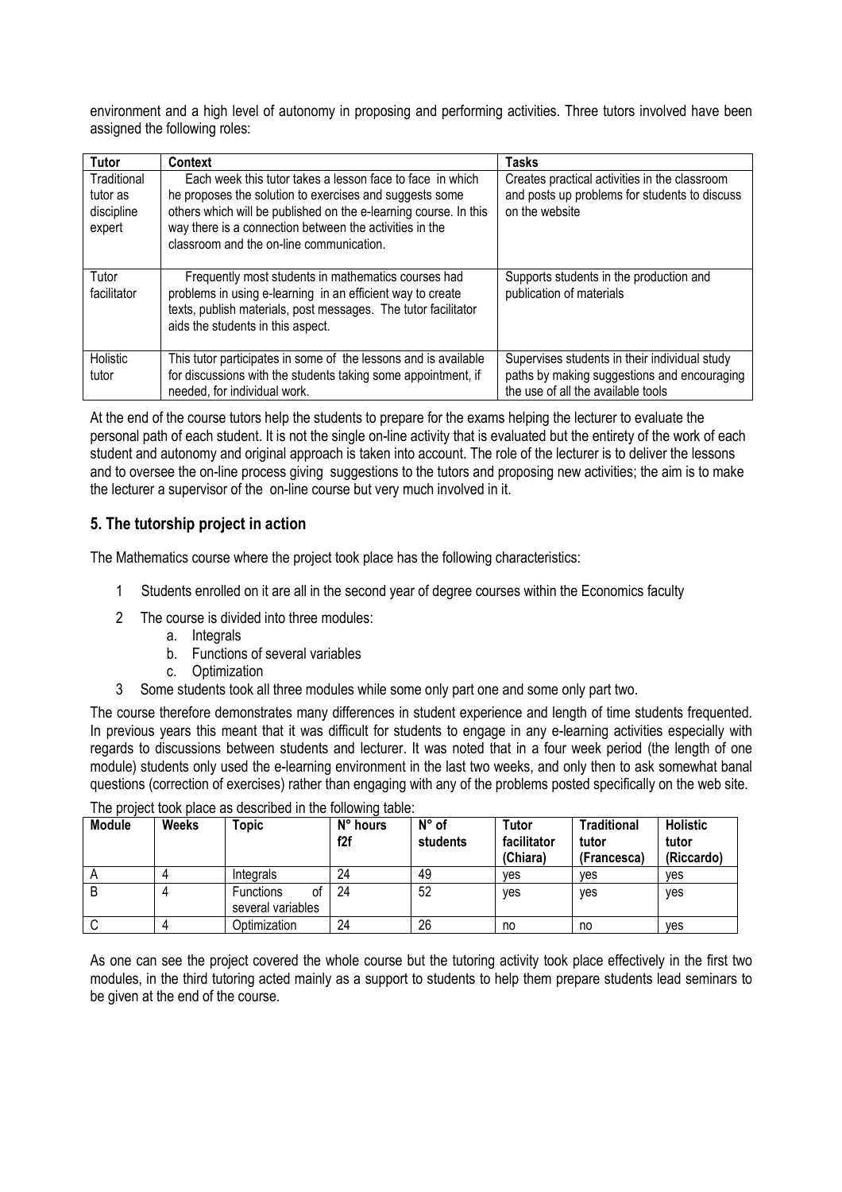environment and a high level of autonomy in proposing and performing activities. Three tutors involved have been assigned the following roles:

| Tutor | Context | Tasks |
|---|---|---|
| Traditional tutor as discipline expert | Each week this tutor takes a lesson face to face in which he proposes the solution to exercises and suggests some others which will be published on the e-learning course. In this way there is a connection between the activities in the classroom and the on-line communication. | Creates practical activities in the classroom and posts up problems for students to discuss on the website |
| Tutor facilitator | Frequently most students in mathematics courses had problems in using e-learning in an efficient way to create texts, publish materials, post messages. The tutor facilitator aids the students in this aspect. | Supports students in the production and publication of materials |
| Holistic tutor | This tutor participates in some of the lessons and is available for discussions with the students taking some appointment, if needed, for individual work. | Supervises students in their individual study paths by making suggestions and encouraging the use of all the available tools |

At the end of the course tutors help the students to prepare for the exams helping the lecturer to evaluate the personal path of each student. It is not the single on-line activity that is evaluated but the entirety of the work of each student and autonomy and original approach is taken into account. The role of the lecturer is to deliver the lessons and to oversee the on-line process giving suggestions to the tutors and proposing new activities; the aim is to make the lecturer a supervisor of the on-line course but very much involved in it.

## 5. The tutorship project in action

The Mathematics course where the project took place has the following characteristics:

1. Students enrolled on it are all in the second year of degree courses within the Economics faculty
2. The course is divided into three modules:
   a. Integrals
   b. Functions of several variables
   c. Optimization
3. Some students took all three modules while some only part one and some only part two.

The course therefore demonstrates many differences in student experience and length of time students frequented. In previous years this meant that it was difficult for students to engage in any e-learning activities especially with regards to discussions between students and lecturer. It was noted that in a four week period (the length of one module) students only used the e-learning environment in the last two weeks, and only then to ask somewhat banal questions (correction of exercises) rather than engaging with any of the problems posted specifically on the web site.

The project took place as described in the following table:

| Module | Weeks | Topic | N° hours f2f | N° of students | Tutor facilitator (Chiara) | Traditional tutor (Francesca) | Holistic tutor (Riccardo) |
|---|---|---|---|---|---|---|---|
| A | 4 | Integrals | 24 | 49 | yes | yes | yes |
| B | 4 | Functions of several variables | 24 | 52 | yes | yes | yes |
| C | 4 | Optimization | 24 | 26 | no | no | yes |

As one can see the project covered the whole course but the tutoring activity took place effectively in the first two modules, in the third tutoring acted mainly as a support to students to help them prepare students lead seminars to be given at the end of the course.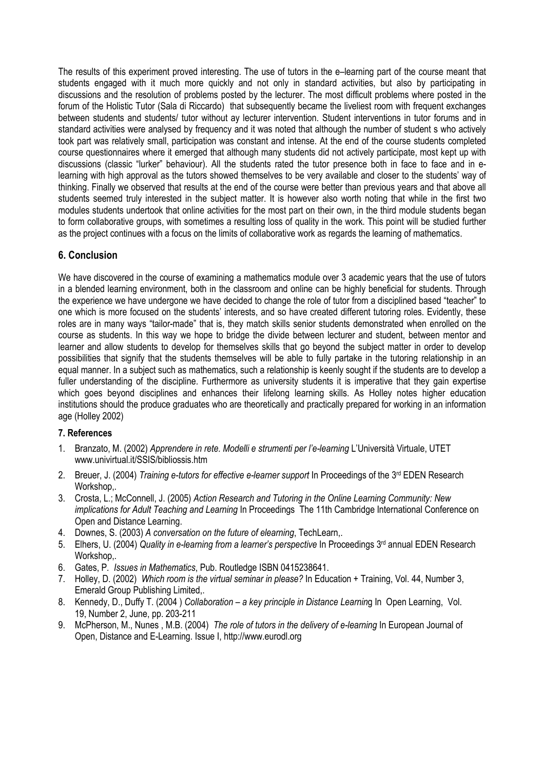The results of this experiment proved interesting. The use of tutors in the e–learning part of the course meant that students engaged with it much more quickly and not only in standard activities, but also by participating in discussions and the resolution of problems posted by the lecturer. The most difficult problems where posted in the forum of the Holistic Tutor (Sala di Riccardo) that subsequently became the liveliest room with frequent exchanges between students and students/ tutor without ay lecturer intervention. Student interventions in tutor forums and in standard activities were analysed by frequency and it was noted that although the number of student s who actively took part was relatively small, participation was constant and intense. At the end of the course students completed course questionnaires where it emerged that although many students did not actively participate, most kept up with discussions (classic "lurker" behaviour). All the students rated the tutor presence both in face to face and in e-learning with high approval as the tutors showed themselves to be very available and closer to the students' way of thinking. Finally we observed that results at the end of the course were better than previous years and that above all students seemed truly interested in the subject matter. It is however also worth noting that while in the first two modules students undertook that online activities for the most part on their own, in the third module students began to form collaborative groups, with sometimes a resulting loss of quality in the work. This point will be studied further as the project continues with a focus on the limits of collaborative work as regards the learning of mathematics.

## 6. Conclusion

We have discovered in the course of examining a mathematics module over 3 academic years that the use of tutors in a blended learning environment, both in the classroom and online can be highly beneficial for students. Through the experience we have undergone we have decided to change the role of tutor from a disciplined based "teacher" to one which is more focused on the students' interests, and so have created different tutoring roles. Evidently, these roles are in many ways "tailor-made" that is, they match skills senior students demonstrated when enrolled on the course as students. In this way we hope to bridge the divide between lecturer and student, between mentor and learner and allow students to develop for themselves skills that go beyond the subject matter in order to develop possibilities that signify that the students themselves will be able to fully partake in the tutoring relationship in an equal manner. In a subject such as mathematics, such a relationship is keenly sought if the students are to develop a fuller understanding of the discipline. Furthermore as university students it is imperative that they gain expertise which goes beyond disciplines and enhances their lifelong learning skills. As Holley notes higher education institutions should the produce graduates who are theoretically and practically prepared for working in an information age (Holley 2002)

### 7. References

1. Branzato, M. (2002) *Apprendere in rete. Modelli e strumenti per l'e-learning* L'Università Virtuale, UTET www.univirtual.it/SSIS/bibliossis.htm
2. Breuer, J. (2004) *Training e-tutors for effective e-learner support* In Proceedings of the 3rd EDEN Research Workshop,.
3. Crosta, L.; McConnell, J. (2005) *Action Research and Tutoring in the Online Learning Community: New implications for Adult Teaching and Learning* In Proceedings The 11th Cambridge International Conference on Open and Distance Learning.
4. Downes, S. (2003) *A conversation on the future of elearning*, TechLearn,.
5. Elhers, U. (2004) *Quality in e-learning from a learner's perspective* In Proceedings 3rd annual EDEN Research Workshop,.
6. Gates, P. *Issues in Mathematics*, Pub. Routledge ISBN 0415238641.
7. Holley, D. (2002) *Which room is the virtual seminar in please?* In Education + Training, Vol. 44, Number 3, Emerald Group Publishing Limited,.
8. Kennedy, D., Duffy T. (2004 ) *Collaboration – a key principle in Distance Learnin*g In Open Learning, Vol. 19, Number 2, June, pp. 203-211
9. McPherson, M., Nunes , M.B. (2004) *The role of tutors in the delivery of e-learning* In European Journal of Open, Distance and E-Learning. Issue I, http://www.eurodl.org